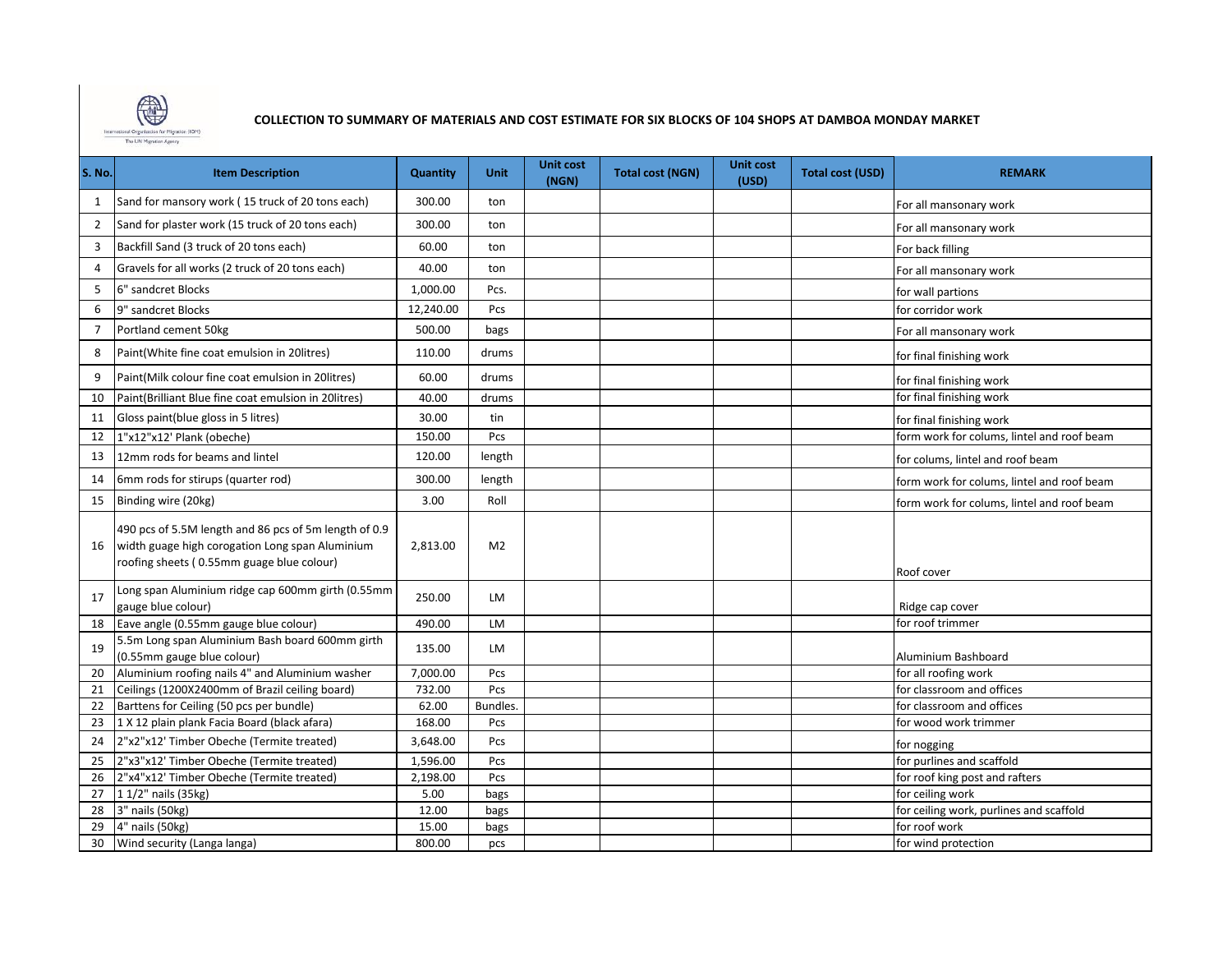International Organization for Migration (IOM)
The UN Migration Agency

## COLLECTION TO SUMMARY OF MATERIALS AND COST ESTIMATE FOR SIX BLOCKS OF 104 SHOPS AT DAMBOA MONDAY MARKET

| S. No. | Item Description | Quantity | Unit | Unit cost (NGN) | Total cost (NGN) | Unit cost (USD) | Total cost (USD) | REMARK |
|---|---|---|---|---|---|---|---|---|
| 1 | Sand for mansory work ( 15 truck of 20 tons each) | 300.00 | ton | | | | | For all mansonary work |
| 2 | Sand for plaster work (15 truck of 20 tons each) | 300.00 | ton | | | | | For all mansonary work |
| 3 | Backfill Sand (3 truck of 20 tons each) | 60.00 | ton | | | | | For back filling |
| 4 | Gravels for all works (2 truck of 20 tons each) | 40.00 | ton | | | | | For all mansonary work |
| 5 | 6" sandcret Blocks | 1,000.00 | Pcs. | | | | | for wall partions |
| 6 | 9" sandcret Blocks | 12,240.00 | Pcs | | | | | for corridor work |
| 7 | Portland cement 50kg | 500.00 | bags | | | | | For all mansonary work |
| 8 | Paint(White fine coat emulsion in 20litres) | 110.00 | drums | | | | | for final finishing work |
| 9 | Paint(Milk colour fine coat emulsion in 20litres) | 60.00 | drums | | | | | for final finishing work |
| 10 | Paint(Brilliant Blue fine coat emulsion in 20litres) | 40.00 | drums | | | | | for final finishing work |
| 11 | Gloss paint(blue gloss in 5 litres) | 30.00 | tin | | | | | for final finishing work |
| 12 | 1"x12"x12' Plank (obeche) | 150.00 | Pcs | | | | | form work for colums, lintel and roof beam |
| 13 | 12mm rods for beams and lintel | 120.00 | length | | | | | for colums, lintel and roof beam |
| 14 | 6mm rods for stirups (quarter rod) | 300.00 | length | | | | | form work for colums, lintel and roof beam |
| 15 | Binding wire (20kg) | 3.00 | Roll | | | | | form work for colums, lintel and roof beam |
| 16 | 490 pcs of 5.5M length and 86 pcs of 5m length of 0.9 width guage high corogation Long span Aluminium roofing sheets ( 0.55mm guage blue colour) | 2,813.00 | M2 | | | | | Roof cover |
| 17 | Long span Aluminium ridge cap 600mm girth (0.55mm gauge blue colour) | 250.00 | LM | | | | | Ridge cap cover |
| 18 | Eave angle (0.55mm gauge blue colour) | 490.00 | LM | | | | | for roof trimmer |
| 19 | 5.5m Long span Aluminium Bash board 600mm girth (0.55mm gauge blue colour) | 135.00 | LM | | | | | Aluminium Bashboard |
| 20 | Aluminium roofing nails 4" and Aluminium washer | 7,000.00 | Pcs | | | | | for all roofing work |
| 21 | Ceilings (1200X2400mm of Brazil ceiling board) | 732.00 | Pcs | | | | | for classroom and offices |
| 22 | Barttens for Ceiling (50 pcs per bundle) | 62.00 | Bundles. | | | | | for classroom and offices |
| 23 | 1 X 12 plain plank Facia Board (black afara) | 168.00 | Pcs | | | | | for wood work trimmer |
| 24 | 2"x2"x12' Timber Obeche (Termite treated) | 3,648.00 | Pcs | | | | | for nogging |
| 25 | 2"x3"x12' Timber Obeche (Termite treated) | 1,596.00 | Pcs | | | | | for purlines and scaffold |
| 26 | 2"x4"x12' Timber Obeche (Termite treated) | 2,198.00 | Pcs | | | | | for roof king post and rafters |
| 27 | 1 1/2" nails (35kg) | 5.00 | bags | | | | | for ceiling work |
| 28 | 3" nails (50kg) | 12.00 | bags | | | | | for ceiling work, purlines and scaffold |
| 29 | 4" nails (50kg) | 15.00 | bags | | | | | for roof work |
| 30 | Wind security (Langa langa) | 800.00 | pcs | | | | | for wind protection |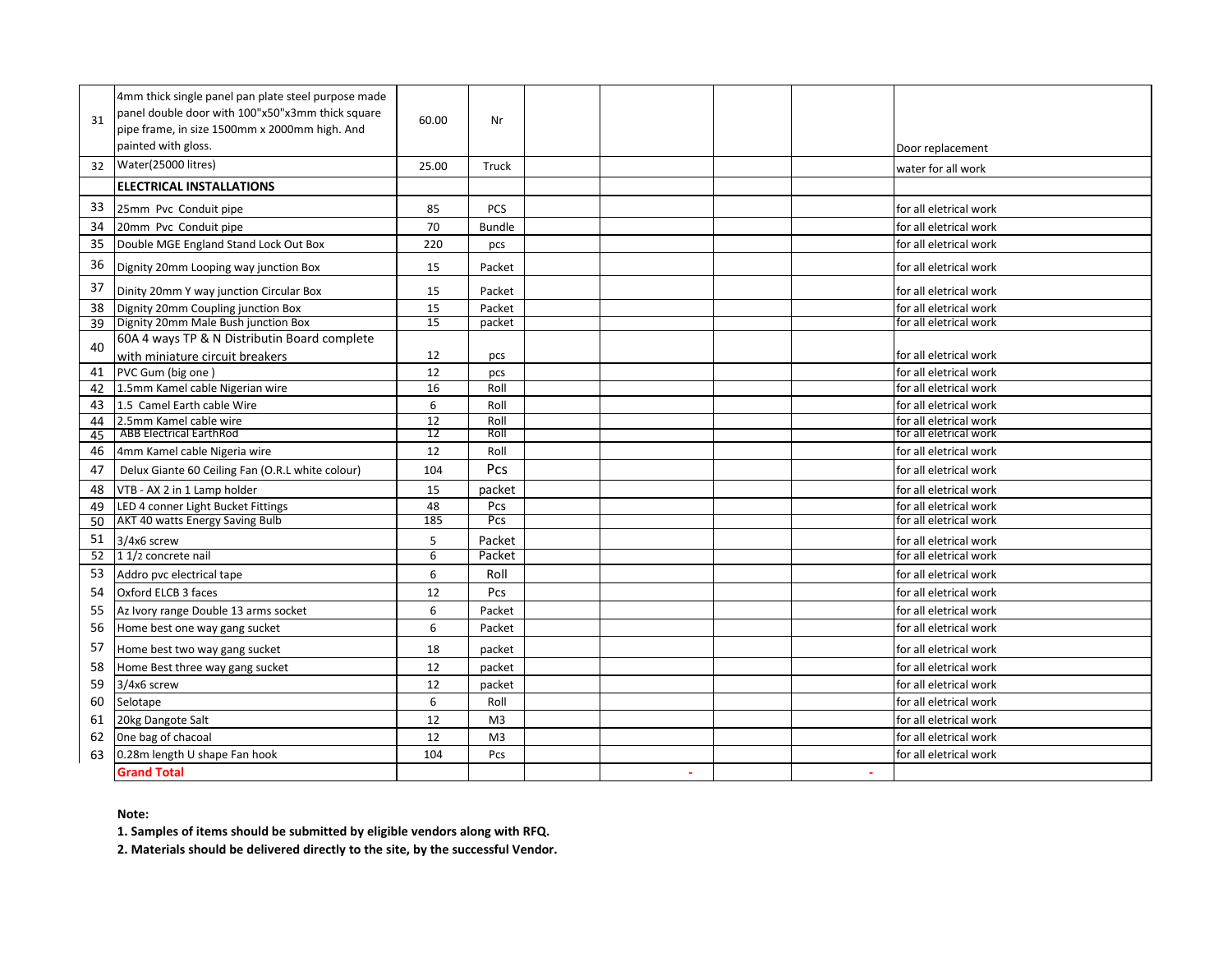| | | | | | | | | |
|---|---|---|---|---|---|---|---|---|
| 31 | 4mm thick single panel pan plate steel purpose made panel double door with 100"x50"x3mm thick square pipe frame, in size 1500mm x 2000mm high. And painted with gloss. | 60.00 | Nr | | | | | Door replacement |
| 32 | Water(25000 litres) | 25.00 | Truck | | | | | water for all work |
| | **ELECTRICAL INSTALLATIONS** | | | | | | | |
| 33 | 25mm Pvc Conduit pipe | 85 | PCS | | | | | for all eletrical work |
| 34 | 20mm Pvc Conduit pipe | 70 | Bundle | | | | | for all eletrical work |
| 35 | Double MGE England Stand Lock Out Box | 220 | pcs | | | | | for all eletrical work |
| 36 | Dignity 20mm Looping way junction Box | 15 | Packet | | | | | for all eletrical work |
| 37 | Dinity 20mm Y way junction Circular Box | 15 | Packet | | | | | for all eletrical work |
| 38 | Dignity 20mm Coupling junction Box | 15 | Packet | | | | | for all eletrical work |
| 39 | Dignity 20mm Male Bush junction Box | 15 | packet | | | | | for all eletrical work |
| 40 | 60A 4 ways TP & N Distributin Board complete with miniature circuit breakers | 12 | pcs | | | | | for all eletrical work |
| 41 | PVC Gum (big one ) | 12 | pcs | | | | | for all eletrical work |
| 42 | 1.5mm Kamel cable Nigerian wire | 16 | Roll | | | | | for all eletrical work |
| 43 | 1.5 Camel Earth cable Wire | 6 | Roll | | | | | for all eletrical work |
| 44 | 2.5mm Kamel cable wire | 12 | Roll | | | | | for all eletrical work |
| 45 | ABB Electrical EarthRod | 12 | Roll | | | | | for all eletrical work |
| 46 | 4mm Kamel cable Nigeria wire | 12 | Roll | | | | | for all eletrical work |
| 47 | Delux Giante 60 Ceiling Fan (O.R.L white colour) | 104 | Pcs | | | | | for all eletrical work |
| 48 | VTB - AX 2 in 1 Lamp holder | 15 | packet | | | | | for all eletrical work |
| 49 | LED 4 conner Light Bucket Fittings | 48 | Pcs | | | | | for all eletrical work |
| 50 | AKT 40 watts Energy Saving Bulb | 185 | Pcs | | | | | for all eletrical work |
| 51 | 3/4x6 screw | 5 | Packet | | | | | for all eletrical work |
| 52 | 1 1/2 concrete nail | 6 | Packet | | | | | for all eletrical work |
| 53 | Addro pvc electrical tape | 6 | Roll | | | | | for all eletrical work |
| 54 | Oxford ELCB 3 faces | 12 | Pcs | | | | | for all eletrical work |
| 55 | Az Ivory range Double 13 arms socket | 6 | Packet | | | | | for all eletrical work |
| 56 | Home best one way gang sucket | 6 | Packet | | | | | for all eletrical work |
| 57 | Home best two way gang sucket | 18 | packet | | | | | for all eletrical work |
| 58 | Home Best three way gang sucket | 12 | packet | | | | | for all eletrical work |
| 59 | 3/4x6 screw | 12 | packet | | | | | for all eletrical work |
| 60 | Selotape | 6 | Roll | | | | | for all eletrical work |
| 61 | 20kg Dangote Salt | 12 | M3 | | | | | for all eletrical work |
| 62 | One bag of chacoal | 12 | M3 | | | | | for all eletrical work |
| 63 | 0.28m length U shape Fan hook | 104 | Pcs | | | | | for all eletrical work |
| | **Grand Total** | | | | - | | - | |

**Note:**

**1. Samples of items should be submitted by eligible vendors along with RFQ.**

**2. Materials should be delivered directly to the site, by the successful Vendor.**